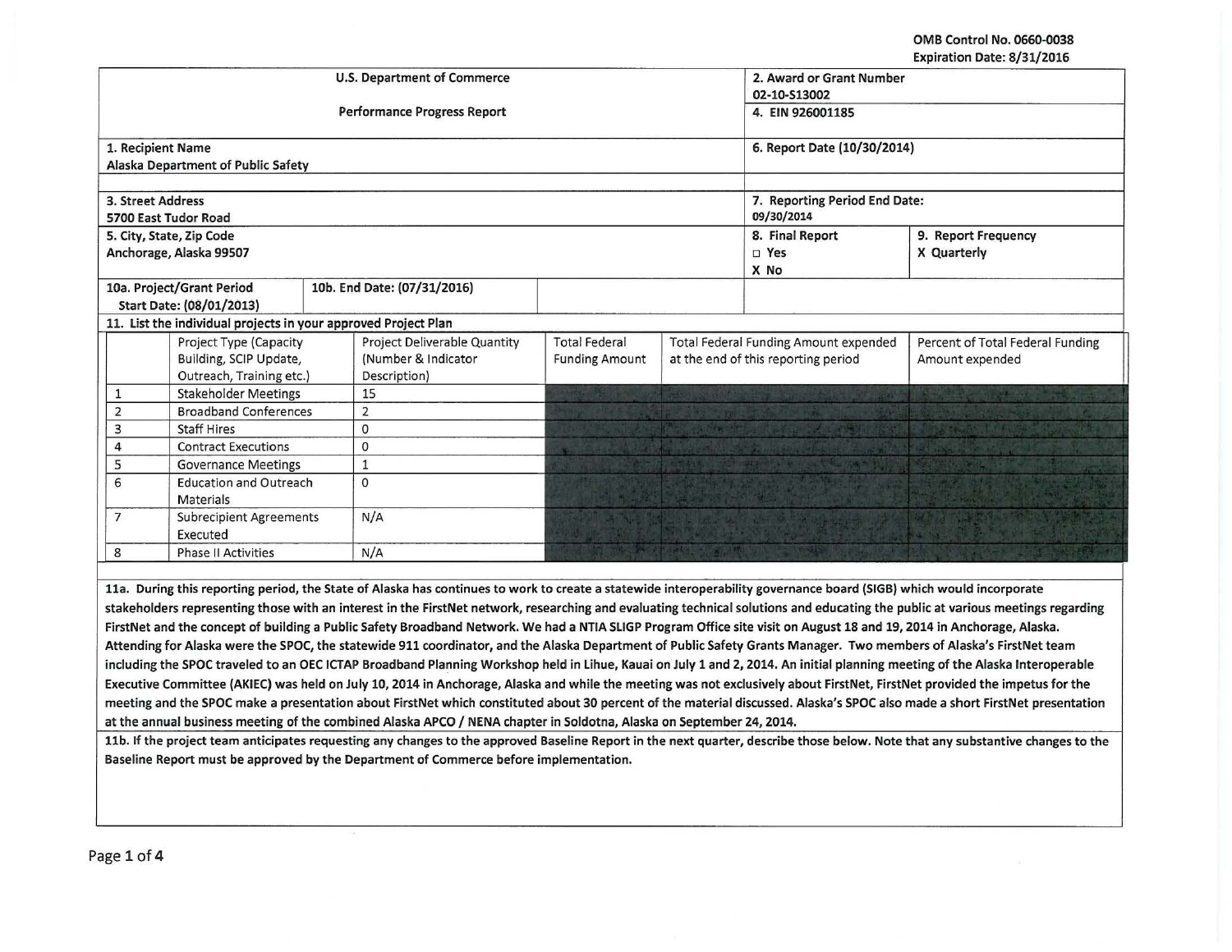OMB Control No. 0660-0038
Expiration Date: 8/31/2016

| U.S. Department of Commerce | 2. Award or Grant Number 02-10-S13002 |
|---|---|
| Performance Progress Report | 4. EIN 926001185 |
| 1. Recipient Name Alaska Department of Public Safety | 6. Report Date (10/30/2014) |
| 3. Street Address 5700 East Tudor Road | 7. Reporting Period End Date: 09/30/2014 |
| 5. City, State, Zip Code Anchorage, Alaska 99507 | 8. Final Report ☐ Yes X No / 9. Report Frequency X Quarterly |
| 10a. Project/Grant Period Start Date: (08/01/2013) / 10b. End Date: (07/31/2016) | |

**11. List the individual projects in your approved Project Plan**

| | Project Type (Capacity Building, SCIP Update, Outreach, Training etc.) | Project Deliverable Quantity (Number & Indicator Description) | Total Federal Funding Amount | Total Federal Funding Amount expended at the end of this reporting period | Percent of Total Federal Funding Amount expended |
|---|---|---|---|---|---|
| 1 | Stakeholder Meetings | 15 | | | |
| 2 | Broadband Conferences | 2 | | | |
| 3 | Staff Hires | 0 | | | |
| 4 | Contract Executions | 0 | | | |
| 5 | Governance Meetings | 1 | | | |
| 6 | Education and Outreach Materials | 0 | | | |
| 7 | Subrecipient Agreements Executed | N/A | | | |
| 8 | Phase II Activities | N/A | | | |

**11a.** During this reporting period, the State of Alaska has continues to work to create a statewide interoperability governance board (SIGB) which would incorporate stakeholders representing those with an interest in the FirstNet network, researching and evaluating technical solutions and educating the public at various meetings regarding FirstNet and the concept of building a Public Safety Broadband Network. We had a NTIA SLIGP Program Office site visit on August 18 and 19, 2014 in Anchorage, Alaska. Attending for Alaska were the SPOC, the statewide 911 coordinator, and the Alaska Department of Public Safety Grants Manager. Two members of Alaska's FirstNet team including the SPOC traveled to an OEC ICTAP Broadband Planning Workshop held in Lihue, Kauai on July 1 and 2, 2014. An initial planning meeting of the Alaska Interoperable Executive Committee (AKIEC) was held on July 10, 2014 in Anchorage, Alaska and while the meeting was not exclusively about FirstNet, FirstNet provided the impetus for the meeting and the SPOC make a presentation about FirstNet which constituted about 30 percent of the material discussed. Alaska's SPOC also made a short FirstNet presentation at the annual business meeting of the combined Alaska APCO / NENA chapter in Soldotna, Alaska on September 24, 2014.

**11b.** If the project team anticipates requesting any changes to the approved Baseline Report in the next quarter, describe those below. Note that any substantive changes to the Baseline Report must be approved by the Department of Commerce before implementation.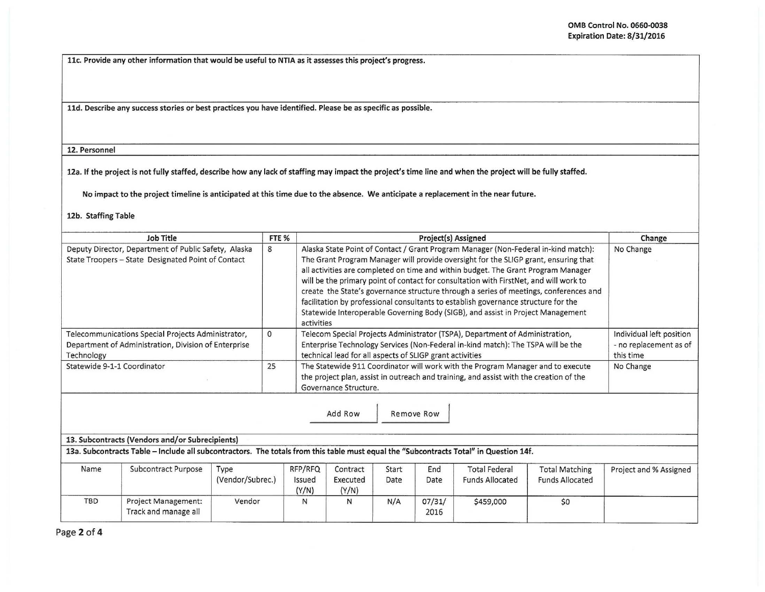**11c. Provide any other information that would be useful to NTIA as it assesses this project's progress.**

**11d. Describe any success stories or best practices you have identified. Please be as specific as possible.**

**12. Personnel**

**12a. If the project is not fully staffed, describe how any lack of staffing may impact the project's time line and when the project will be fully staffed.**

**No impact to the project timeline is anticipated at this time due to the absence. We anticipate a replacement in the near future.**

**12b. Staffing Table**

| Job Title | FTE % | Project(s) Assigned | Change |
|---|---|---|---|
| Deputy Director, Department of Public Safety, Alaska State Troopers – State Designated Point of Contact | 8 | Alaska State Point of Contact / Grant Program Manager (Non-Federal in-kind match): The Grant Program Manager will provide oversight for the SLIGP grant, ensuring that all activities are completed on time and within budget. The Grant Program Manager will be the primary point of contact for consultation with FirstNet, and will work to create the State's governance structure through a series of meetings, conferences and facilitation by professional consultants to establish governance structure for the Statewide Interoperable Governing Body (SIGB), and assist in Project Management activities | No Change |
| Telecommunications Special Projects Administrator, Department of Administration, Division of Enterprise Technology | 0 | Telecom Special Projects Administrator (TSPA), Department of Administration, Enterprise Technology Services (Non-Federal in-kind match): The TSPA will be the technical lead for all aspects of SLIGP grant activities | Individual left position - no replacement as of this time |
| Statewide 9-1-1 Coordinator | 25 | The Statewide 911 Coordinator will work with the Program Manager and to execute the project plan, assist in outreach and training, and assist with the creation of the Governance Structure. | No Change |

**13. Subcontracts (Vendors and/or Subrecipients)**

**13a. Subcontracts Table – Include all subcontractors. The totals from this table must equal the "Subcontracts Total" in Question 14f.**

| Name | Subcontract Purpose | Type (Vendor/Subrec.) | RFP/RFQ Issued (Y/N) | Contract Executed (Y/N) | Start Date | End Date | Total Federal Funds Allocated | Total Matching Funds Allocated | Project and % Assigned |
|---|---|---|---|---|---|---|---|---|---|
| TBD | Project Management: Track and manage all | Vendor | N | N | N/A | 07/31/2016 | $459,000 | $0 | |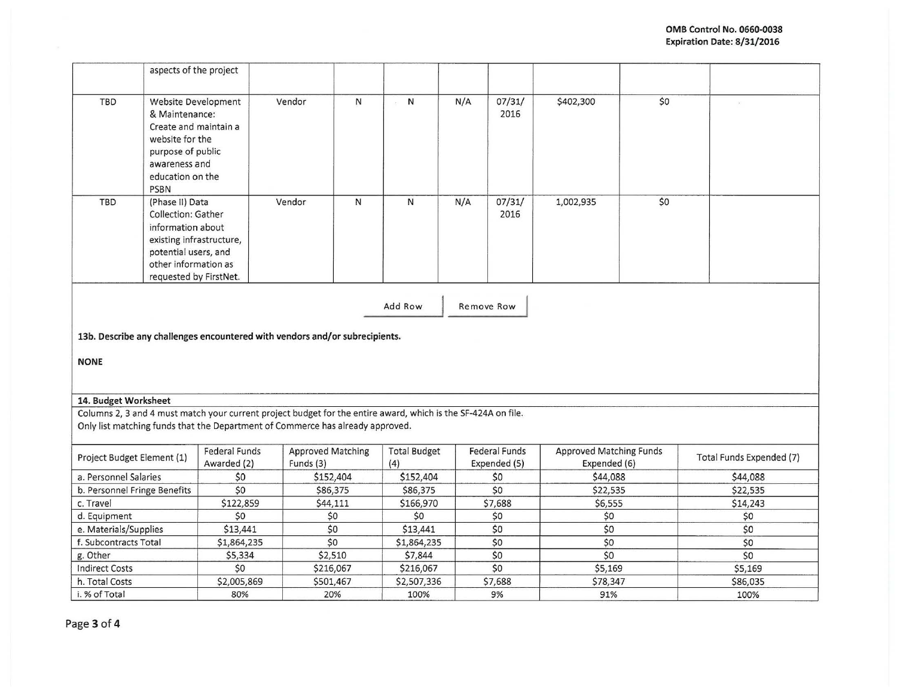| | | | | | | | | | |
|---|---|---|---|---|---|---|---|---|---|
| | aspects of the project | | | | | | | | |
| TBD | Website Development & Maintenance: Create and maintain a website for the purpose of public awareness and education on the PSBN | Vendor | N | N | N/A | 07/31/2016 | $402,300 | $0 | |
| TBD | (Phase II) Data Collection: Gather information about existing infrastructure, potential users, and other information as requested by FirstNet. | Vendor | N | N | N/A | 07/31/2016 | 1,002,935 | $0 | |

Add Row | Remove Row

**13b. Describe any challenges encountered with vendors and/or subrecipients.**

**NONE**

**14. Budget Worksheet**

Columns 2, 3 and 4 must match your current project budget for the entire award, which is the SF-424A on file.
Only list matching funds that the Department of Commerce has already approved.

| Project Budget Element (1) | Federal Funds Awarded (2) | Approved Matching Funds (3) | Total Budget (4) | Federal Funds Expended (5) | Approved Matching Funds Expended (6) | Total Funds Expended (7) |
|---|---|---|---|---|---|---|
| a. Personnel Salaries | $0 | $152,404 | $152,404 | $0 | $44,088 | $44,088 |
| b. Personnel Fringe Benefits | $0 | $86,375 | $86,375 | $0 | $22,535 | $22,535 |
| c. Travel | $122,859 | $44,111 | $166,970 | $7,688 | $6,555 | $14,243 |
| d. Equipment | $0 | $0 | $0 | $0 | $0 | $0 |
| e. Materials/Supplies | $13,441 | $0 | $13,441 | $0 | $0 | $0 |
| f. Subcontracts Total | $1,864,235 | $0 | $1,864,235 | $0 | $0 | $0 |
| g. Other | $5,334 | $2,510 | $7,844 | $0 | $0 | $0 |
| Indirect Costs | $0 | $216,067 | $216,067 | $0 | $5,169 | $5,169 |
| h. Total Costs | $2,005,869 | $501,467 | $2,507,336 | $7,688 | $78,347 | $86,035 |
| i. % of Total | 80% | 20% | 100% | 9% | 91% | 100% |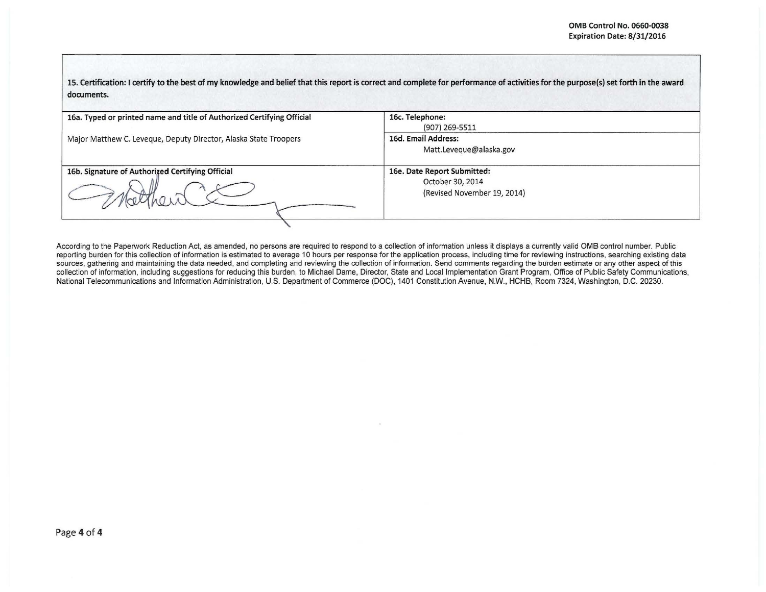OMB Control No. 0660-0038
Expiration Date: 8/31/2016

**15. Certification: I certify to the best of my knowledge and belief that this report is correct and complete for performance of activities for the purpose(s) set forth in the award documents.**

| | |
|---|---|
| **16a. Typed or printed name and title of Authorized Certifying Official**<br><br>Major Matthew C. Leveque, Deputy Director, Alaska State Troopers | **16c. Telephone:**<br>(907) 269-5511<br>**16d. Email Address:**<br>Matt.Leveque@alaska.gov |
| **16b. Signature of Authorized Certifying Official** | **16e. Date Report Submitted:**<br>October 30, 2014<br>(Revised November 19, 2014) |

According to the Paperwork Reduction Act, as amended, no persons are required to respond to a collection of information unless it displays a currently valid OMB control number. Public reporting burden for this collection of information is estimated to average 10 hours per response for the application process, including time for reviewing instructions, searching existing data sources, gathering and maintaining the data needed, and completing and reviewing the collection of information. Send comments regarding the burden estimate or any other aspect of this collection of information, including suggestions for reducing this burden, to Michael Dame, Director, State and Local Implementation Grant Program, Office of Public Safety Communications, National Telecommunications and Information Administration, U.S. Department of Commerce (DOC), 1401 Constitution Avenue, N.W., HCHB, Room 7324, Washington, D.C. 20230.